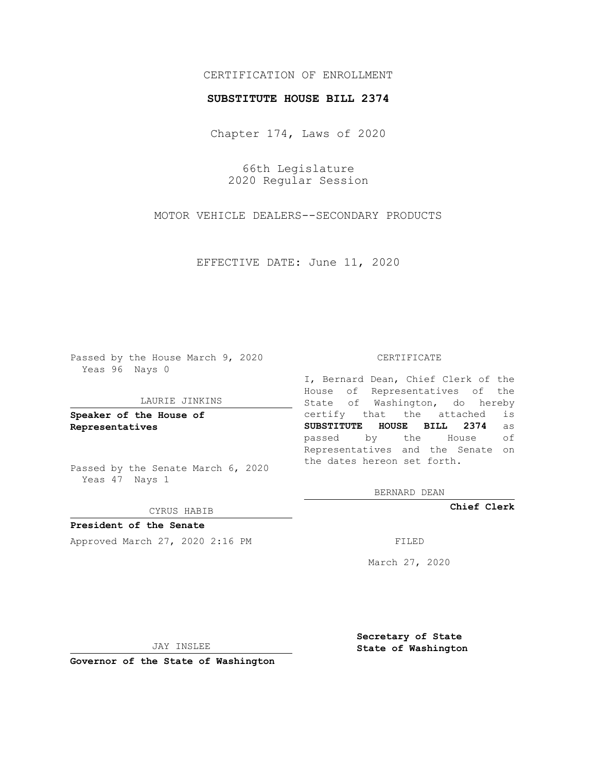CERTIFICATION OF ENROLLMENT

**SUBSTITUTE HOUSE BILL 2374**

Chapter 174, Laws of 2020

66th Legislature
2020 Regular Session

MOTOR VEHICLE DEALERS--SECONDARY PRODUCTS

EFFECTIVE DATE: June 11, 2020

Passed by the House March 9, 2020
Yeas 96 Nays 0

LAURIE JINKINS

**Speaker of the House of Representatives**

Passed by the Senate March 6, 2020
Yeas 47 Nays 1

CYRUS HABIB

**President of the Senate**

Approved March 27, 2020 2:16 PM

JAY INSLEE

**Governor of the State of Washington**

CERTIFICATE

I, Bernard Dean, Chief Clerk of the House of Representatives of the State of Washington, do hereby certify that the attached is **SUBSTITUTE HOUSE BILL 2374** as passed by the House of Representatives and the Senate on the dates hereon set forth.

BERNARD DEAN

**Chief Clerk**

FILED

March 27, 2020

**Secretary of State**
**State of Washington**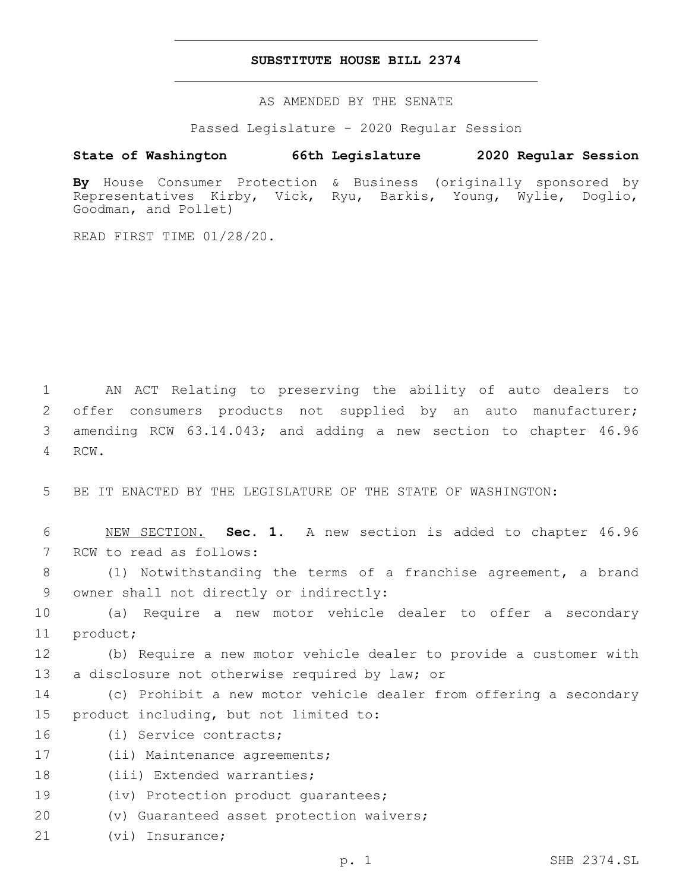# SUBSTITUTE HOUSE BILL 2374

AS AMENDED BY THE SENATE

Passed Legislature - 2020 Regular Session

**State of Washington 66th Legislature 2020 Regular Session**

**By** House Consumer Protection & Business (originally sponsored by Representatives Kirby, Vick, Ryu, Barkis, Young, Wylie, Doglio, Goodman, and Pollet)

READ FIRST TIME 01/28/20.

AN ACT Relating to preserving the ability of auto dealers to offer consumers products not supplied by an auto manufacturer; amending RCW 63.14.043; and adding a new section to chapter 46.96 RCW.

BE IT ENACTED BY THE LEGISLATURE OF THE STATE OF WASHINGTON:

NEW SECTION. **Sec. 1.** A new section is added to chapter 46.96 RCW to read as follows:

(1) Notwithstanding the terms of a franchise agreement, a brand owner shall not directly or indirectly:

(a) Require a new motor vehicle dealer to offer a secondary product;

(b) Require a new motor vehicle dealer to provide a customer with a disclosure not otherwise required by law; or

(c) Prohibit a new motor vehicle dealer from offering a secondary product including, but not limited to:

(i) Service contracts;

(ii) Maintenance agreements;

(iii) Extended warranties;

(iv) Protection product guarantees;

(v) Guaranteed asset protection waivers;

(vi) Insurance;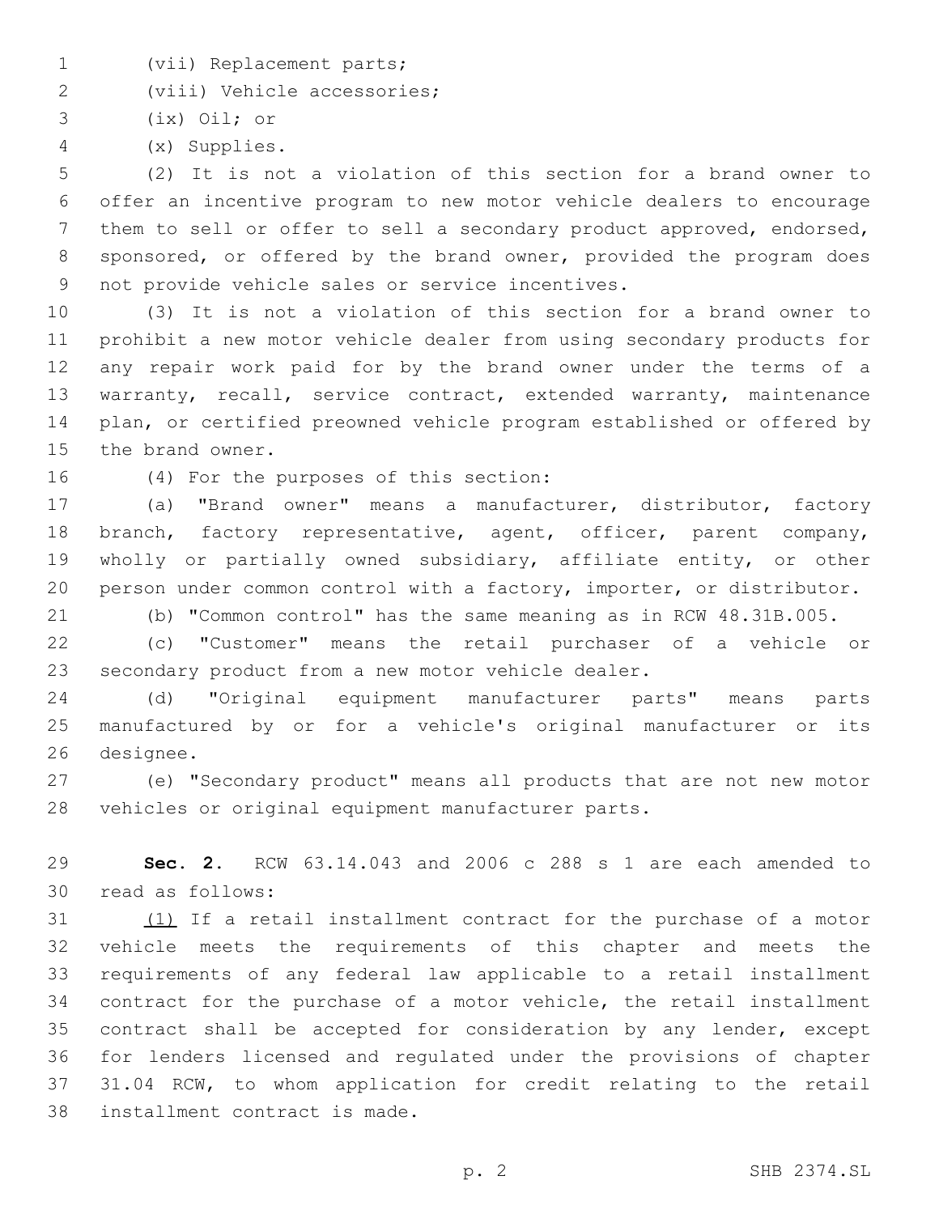(vii) Replacement parts;

(viii) Vehicle accessories;

(ix) Oil; or

(x) Supplies.

(2) It is not a violation of this section for a brand owner to offer an incentive program to new motor vehicle dealers to encourage them to sell or offer to sell a secondary product approved, endorsed, sponsored, or offered by the brand owner, provided the program does not provide vehicle sales or service incentives.

(3) It is not a violation of this section for a brand owner to prohibit a new motor vehicle dealer from using secondary products for any repair work paid for by the brand owner under the terms of a warranty, recall, service contract, extended warranty, maintenance plan, or certified preowned vehicle program established or offered by the brand owner.

(4) For the purposes of this section:

(a) "Brand owner" means a manufacturer, distributor, factory branch, factory representative, agent, officer, parent company, wholly or partially owned subsidiary, affiliate entity, or other person under common control with a factory, importer, or distributor.

(b) "Common control" has the same meaning as in RCW 48.31B.005.

(c) "Customer" means the retail purchaser of a vehicle or secondary product from a new motor vehicle dealer.

(d) "Original equipment manufacturer parts" means parts manufactured by or for a vehicle's original manufacturer or its designee.

(e) "Secondary product" means all products that are not new motor vehicles or original equipment manufacturer parts.

**Sec. 2.** RCW 63.14.043 and 2006 c 288 s 1 are each amended to read as follows:

<u>(1)</u> If a retail installment contract for the purchase of a motor vehicle meets the requirements of this chapter and meets the requirements of any federal law applicable to a retail installment contract for the purchase of a motor vehicle, the retail installment contract shall be accepted for consideration by any lender, except for lenders licensed and regulated under the provisions of chapter 31.04 RCW, to whom application for credit relating to the retail installment contract is made.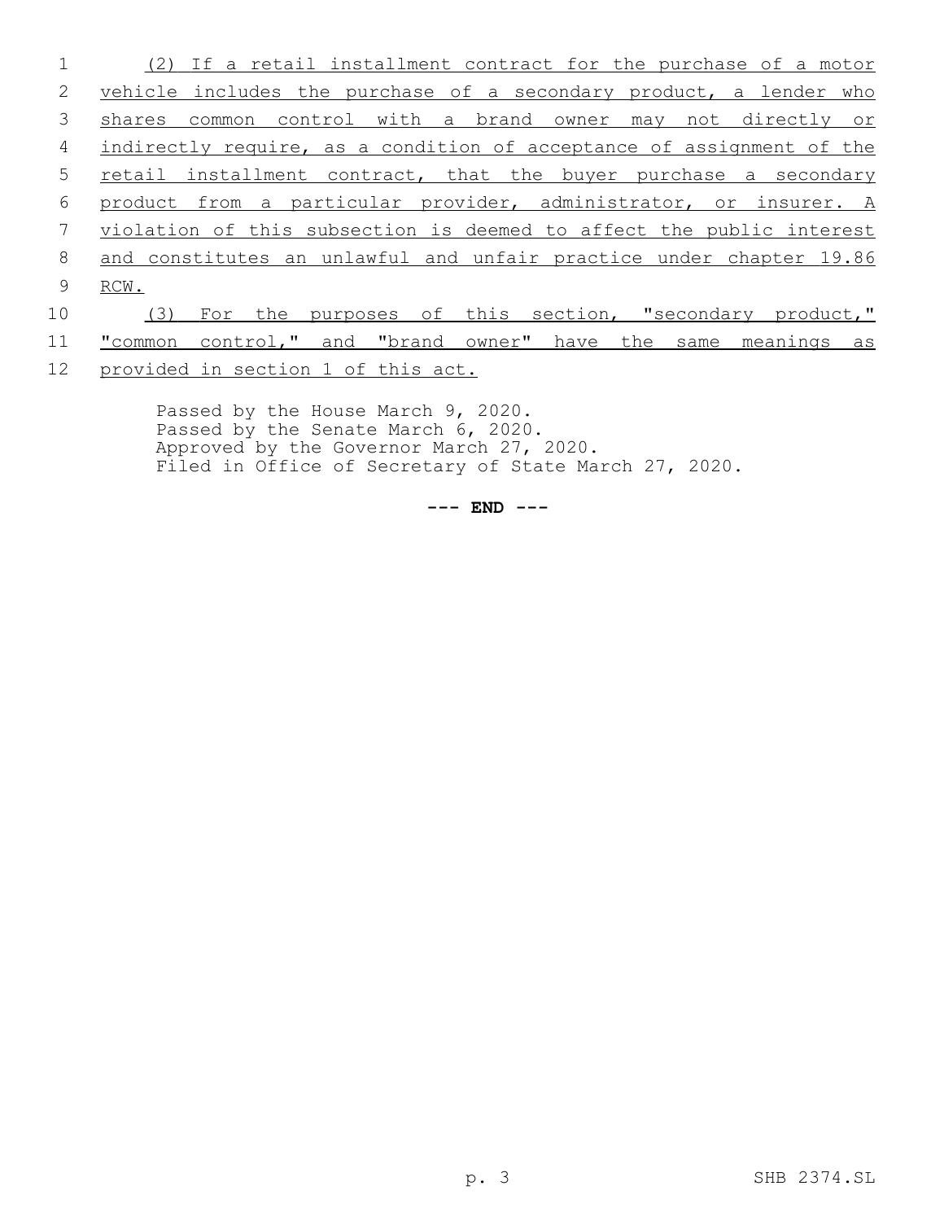(2) If a retail installment contract for the purchase of a motor vehicle includes the purchase of a secondary product, a lender who shares common control with a brand owner may not directly or indirectly require, as a condition of acceptance of assignment of the retail installment contract, that the buyer purchase a secondary product from a particular provider, administrator, or insurer. A violation of this subsection is deemed to affect the public interest and constitutes an unlawful and unfair practice under chapter 19.86 RCW.

(3) For the purposes of this section, "secondary product," "common control," and "brand owner" have the same meanings as provided in section 1 of this act.

Passed by the House March 9, 2020.
Passed by the Senate March 6, 2020.
Approved by the Governor March 27, 2020.
Filed in Office of Secretary of State March 27, 2020.

**--- END ---**